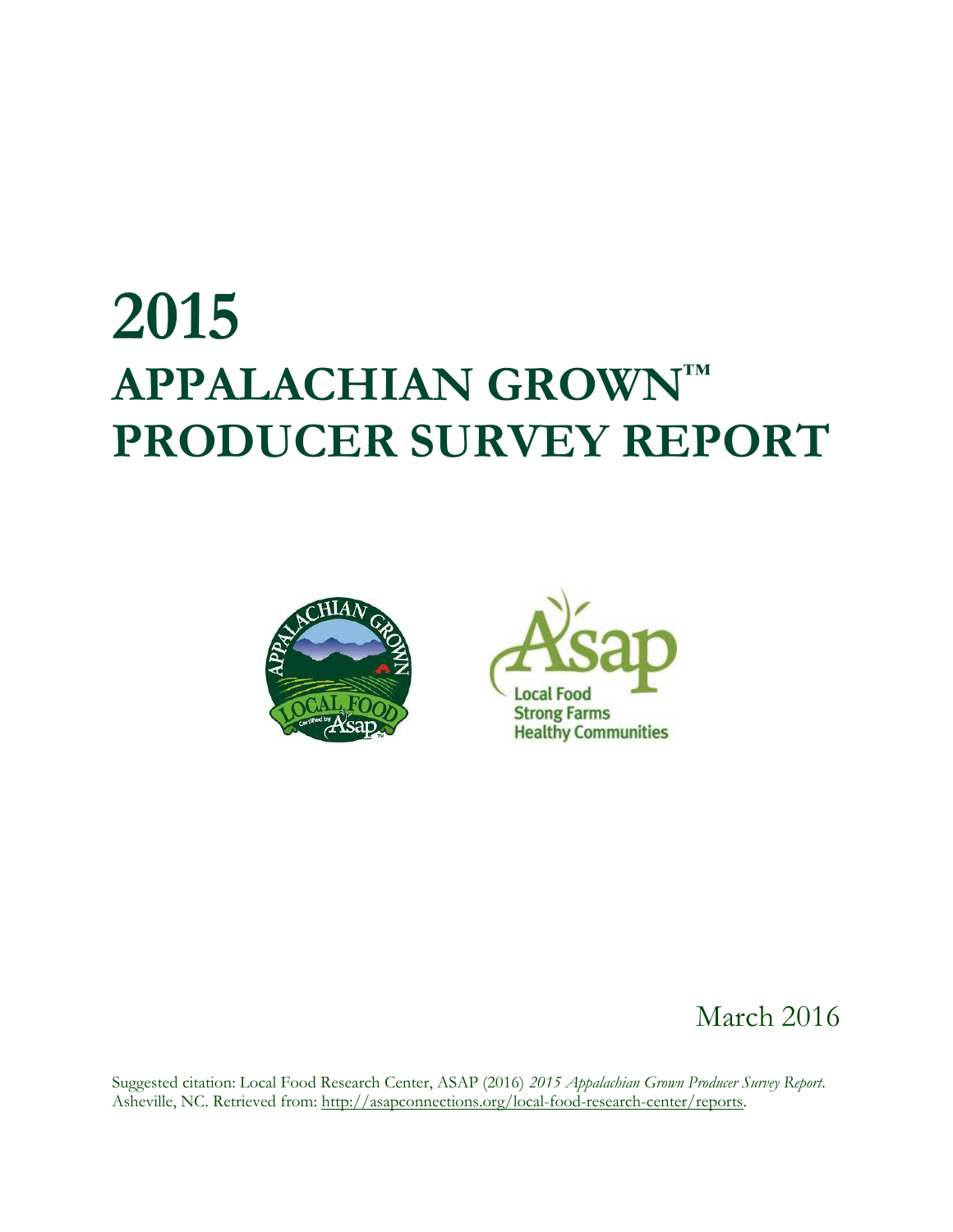# 2015
# APPALACHIAN GROWN™ PRODUCER SURVEY REPORT

March 2016

Suggested citation: Local Food Research Center, ASAP (2016) *2015 Appalachian Grown Producer Survey Report.* Asheville, NC. Retrieved from: http://asapconnections.org/local-food-research-center/reports.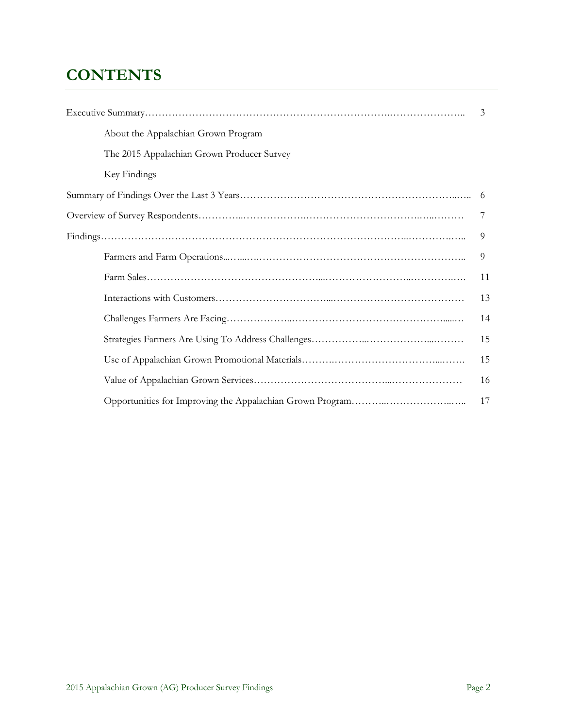# CONTENTS

| | |
|---|---|
| Executive Summary | 3 |
| About the Appalachian Grown Program | |
| The 2015 Appalachian Grown Producer Survey | |
| Key Findings | |
| Summary of Findings Over the Last 3 Years | 6 |
| Overview of Survey Respondents | 7 |
| Findings | 9 |
| Farmers and Farm Operations | 9 |
| Farm Sales | 11 |
| Interactions with Customers | 13 |
| Challenges Farmers Are Facing | 14 |
| Strategies Farmers Are Using To Address Challenges | 15 |
| Use of Appalachian Grown Promotional Materials | 15 |
| Value of Appalachian Grown Services | 16 |
| Opportunities for Improving the Appalachian Grown Program | 17 |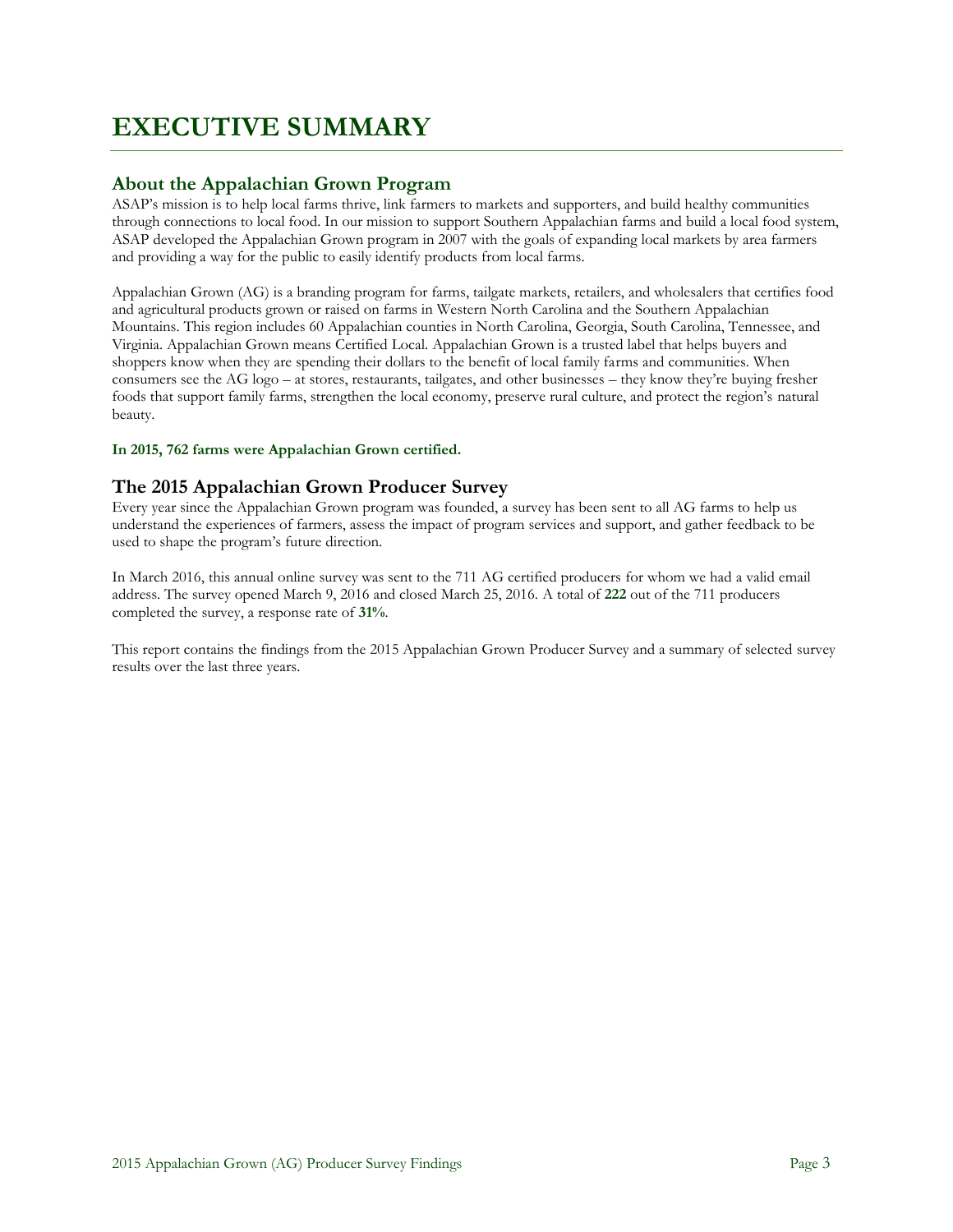# EXECUTIVE SUMMARY

## About the Appalachian Grown Program

ASAP's mission is to help local farms thrive, link farmers to markets and supporters, and build healthy communities through connections to local food. In our mission to support Southern Appalachian farms and build a local food system, ASAP developed the Appalachian Grown program in 2007 with the goals of expanding local markets by area farmers and providing a way for the public to easily identify products from local farms.

Appalachian Grown (AG) is a branding program for farms, tailgate markets, retailers, and wholesalers that certifies food and agricultural products grown or raised on farms in Western North Carolina and the Southern Appalachian Mountains. This region includes 60 Appalachian counties in North Carolina, Georgia, South Carolina, Tennessee, and Virginia. Appalachian Grown means Certified Local. Appalachian Grown is a trusted label that helps buyers and shoppers know when they are spending their dollars to the benefit of local family farms and communities. When consumers see the AG logo – at stores, restaurants, tailgates, and other businesses – they know they're buying fresher foods that support family farms, strengthen the local economy, preserve rural culture, and protect the region's natural beauty.

**In 2015, 762 farms were Appalachian Grown certified.**

## The 2015 Appalachian Grown Producer Survey

Every year since the Appalachian Grown program was founded, a survey has been sent to all AG farms to help us understand the experiences of farmers, assess the impact of program services and support, and gather feedback to be used to shape the program's future direction.

In March 2016, this annual online survey was sent to the 711 AG certified producers for whom we had a valid email address. The survey opened March 9, 2016 and closed March 25, 2016. A total of **222** out of the 711 producers completed the survey, a response rate of **31%**.

This report contains the findings from the 2015 Appalachian Grown Producer Survey and a summary of selected survey results over the last three years.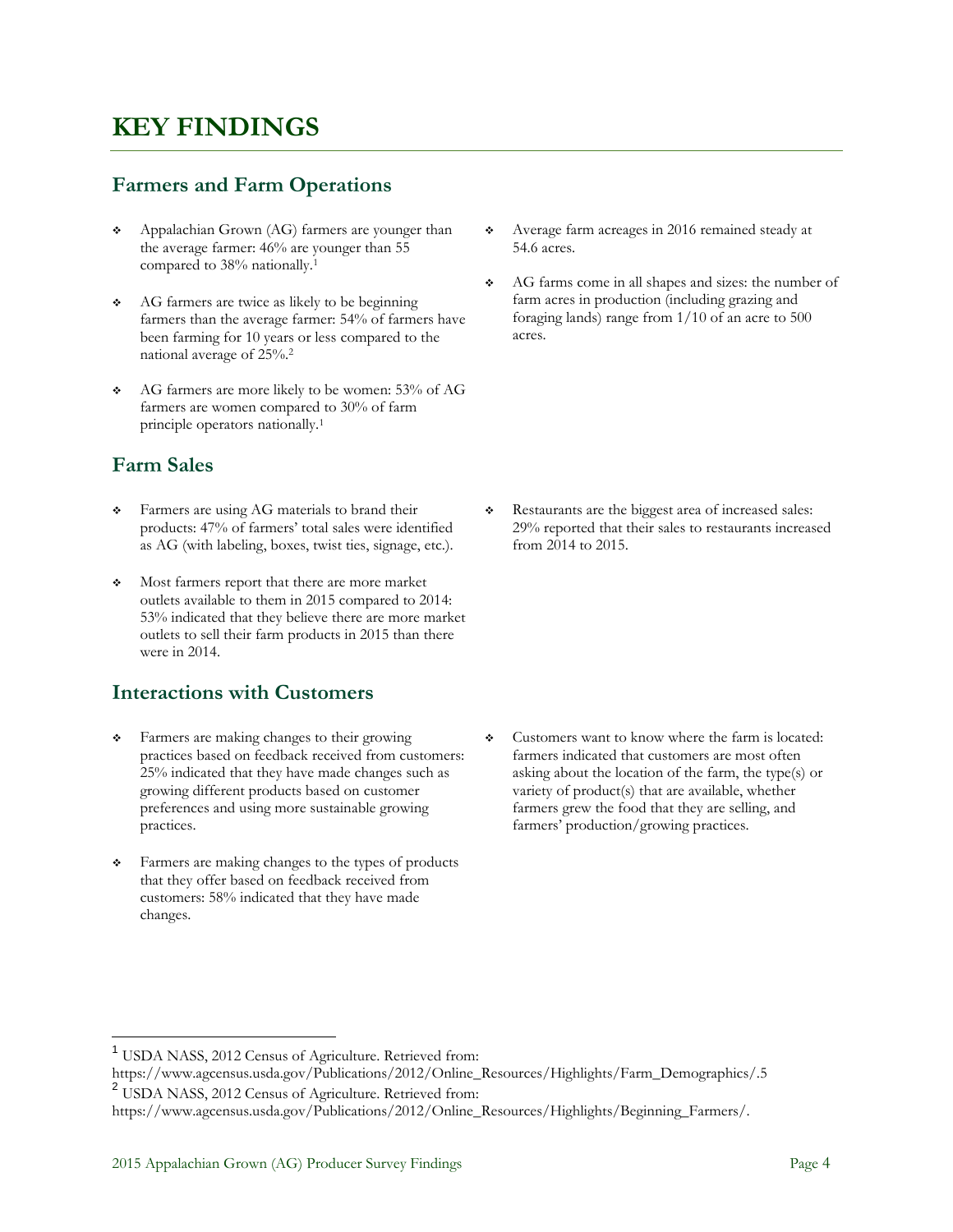# KEY FINDINGS

## Farmers and Farm Operations

- Appalachian Grown (AG) farmers are younger than the average farmer: 46% are younger than 55 compared to 38% nationally.[1]
- AG farmers are twice as likely to be beginning farmers than the average farmer: 54% of farmers have been farming for 10 years or less compared to the national average of 25%.[2]
- AG farmers are more likely to be women: 53% of AG farmers are women compared to 30% of farm principle operators nationally.[1]
- Average farm acreages in 2016 remained steady at 54.6 acres.
- AG farms come in all shapes and sizes: the number of farm acres in production (including grazing and foraging lands) range from 1/10 of an acre to 500 acres.

## Farm Sales

- Farmers are using AG materials to brand their products: 47% of farmers' total sales were identified as AG (with labeling, boxes, twist ties, signage, etc.).
- Most farmers report that there are more market outlets available to them in 2015 compared to 2014: 53% indicated that they believe there are more market outlets to sell their farm products in 2015 than there were in 2014.
- Restaurants are the biggest area of increased sales: 29% reported that their sales to restaurants increased from 2014 to 2015.

## Interactions with Customers

- Farmers are making changes to their growing practices based on feedback received from customers: 25% indicated that they have made changes such as growing different products based on customer preferences and using more sustainable growing practices.
- Farmers are making changes to the types of products that they offer based on feedback received from customers: 58% indicated that they have made changes.
- Customers want to know where the farm is located: farmers indicated that customers are most often asking about the location of the farm, the type(s) or variety of product(s) that are available, whether farmers grew the food that they are selling, and farmers' production/growing practices.

---

[1] USDA NASS, 2012 Census of Agriculture. Retrieved from: https://www.agcensus.usda.gov/Publications/2012/Online_Resources/Highlights/Farm_Demographics/.5

[2] USDA NASS, 2012 Census of Agriculture. Retrieved from: https://www.agcensus.usda.gov/Publications/2012/Online_Resources/Highlights/Beginning_Farmers/.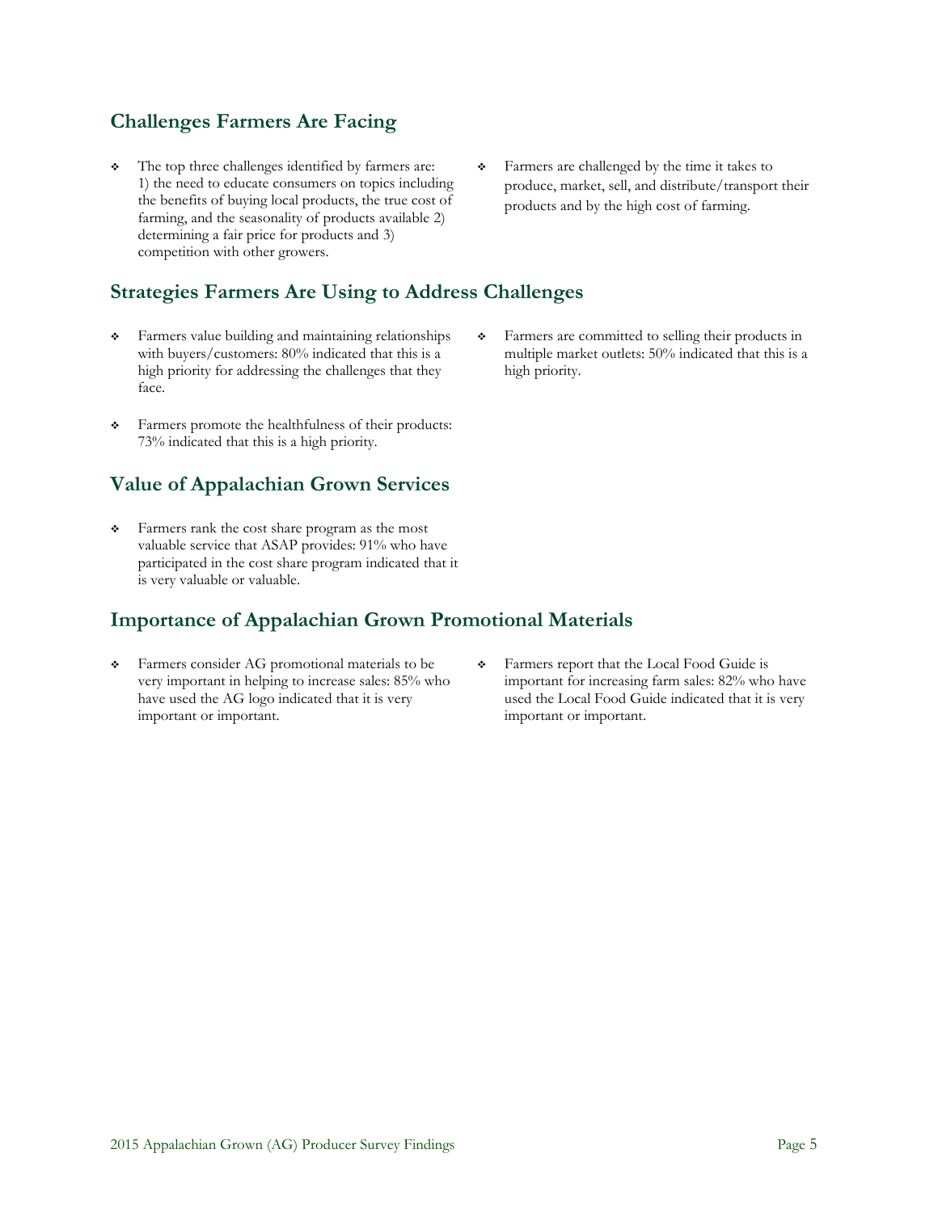## Challenges Farmers Are Facing

- The top three challenges identified by farmers are: 1) the need to educate consumers on topics including the benefits of buying local products, the true cost of farming, and the seasonality of products available 2) determining a fair price for products and 3) competition with other growers.
- Farmers are challenged by the time it takes to produce, market, sell, and distribute/transport their products and by the high cost of farming.

## Strategies Farmers Are Using to Address Challenges

- Farmers value building and maintaining relationships with buyers/customers: 80% indicated that this is a high priority for addressing the challenges that they face.
- Farmers promote the healthfulness of their products: 73% indicated that this is a high priority.
- Farmers are committed to selling their products in multiple market outlets: 50% indicated that this is a high priority.

## Value of Appalachian Grown Services

- Farmers rank the cost share program as the most valuable service that ASAP provides: 91% who have participated in the cost share program indicated that it is very valuable or valuable.

## Importance of Appalachian Grown Promotional Materials

- Farmers consider AG promotional materials to be very important in helping to increase sales: 85% who have used the AG logo indicated that it is very important or important.
- Farmers report that the Local Food Guide is important for increasing farm sales: 82% who have used the Local Food Guide indicated that it is very important or important.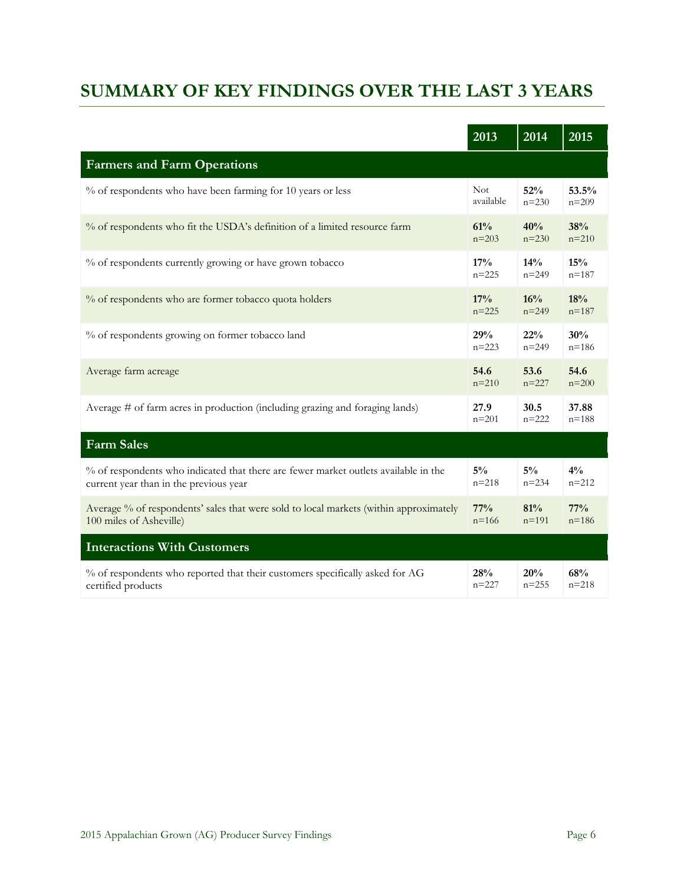## SUMMARY OF KEY FINDINGS OVER THE LAST 3 YEARS

| | 2013 | 2014 | 2015 |
|---|---|---|---|
| **Farmers and Farm Operations** | | | |
| % of respondents who have been farming for 10 years or less | Not available | **52%** n=230 | **53.5%** n=209 |
| % of respondents who fit the USDA's definition of a limited resource farm | **61%** n=203 | **40%** n=230 | **38%** n=210 |
| % of respondents currently growing or have grown tobacco | **17%** n=225 | **14%** n=249 | **15%** n=187 |
| % of respondents who are former tobacco quota holders | **17%** n=225 | **16%** n=249 | **18%** n=187 |
| % of respondents growing on former tobacco land | **29%** n=223 | **22%** n=249 | **30%** n=186 |
| Average farm acreage | **54.6** n=210 | **53.6** n=227 | **54.6** n=200 |
| Average # of farm acres in production (including grazing and foraging lands) | **27.9** n=201 | **30.5** n=222 | **37.88** n=188 |
| **Farm Sales** | | | |
| % of respondents who indicated that there are fewer market outlets available in the current year than in the previous year | **5%** n=218 | **5%** n=234 | **4%** n=212 |
| Average % of respondents' sales that were sold to local markets (within approximately 100 miles of Asheville) | **77%** n=166 | **81%** n=191 | **77%** n=186 |
| **Interactions With Customers** | | | |
| % of respondents who reported that their customers specifically asked for AG certified products | **28%** n=227 | **20%** n=255 | **68%** n=218 |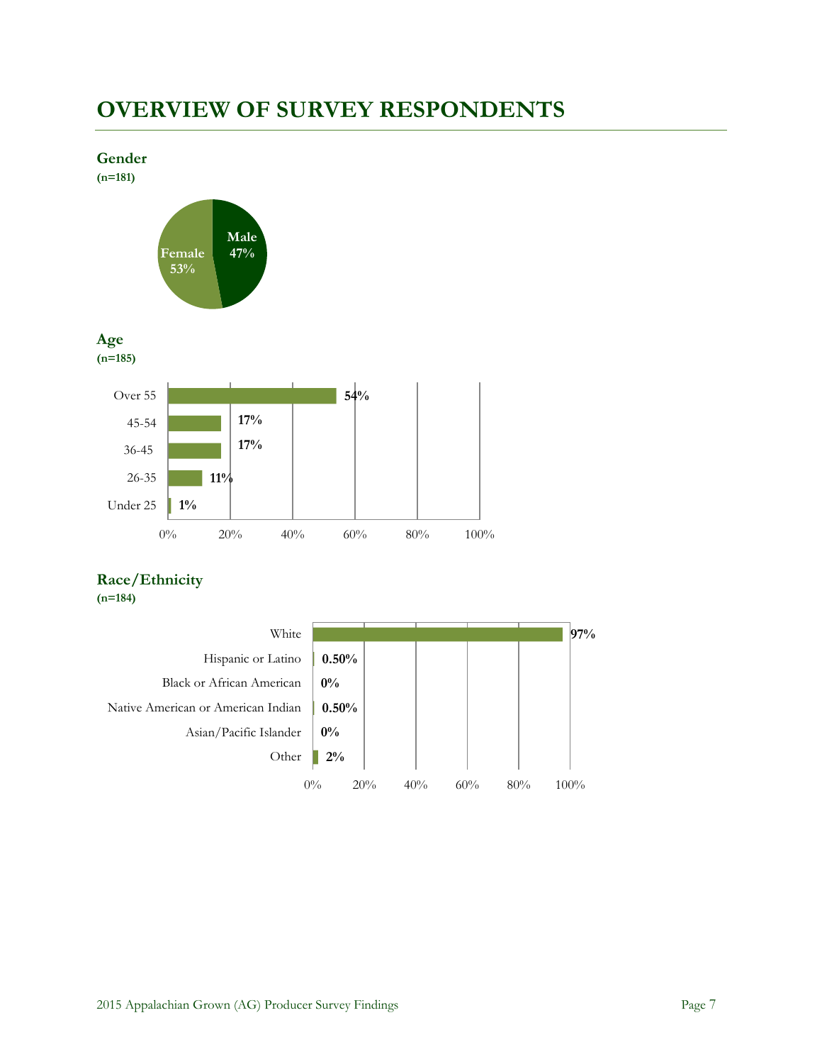# OVERVIEW OF SURVEY RESPONDENTS

### Gender

**(n=181)**

| Gender | Percent |
|---|---|
| Female | 53% |
| Male | 47% |

### Age

**(n=185)**

| Age | Percent |
|---|---|
| Over 55 | 54% |
| 45-54 | 17% |
| 36-45 | 17% |
| 26-35 | 11% |
| Under 25 | 1% |

### Race/Ethnicity

**(n=184)**

| Race/Ethnicity | Percent |
|---|---|
| White | 97% |
| Hispanic or Latino | 0.50% |
| Black or African American | 0% |
| Native American or American Indian | 0.50% |
| Asian/Pacific Islander | 0% |
| Other | 2% |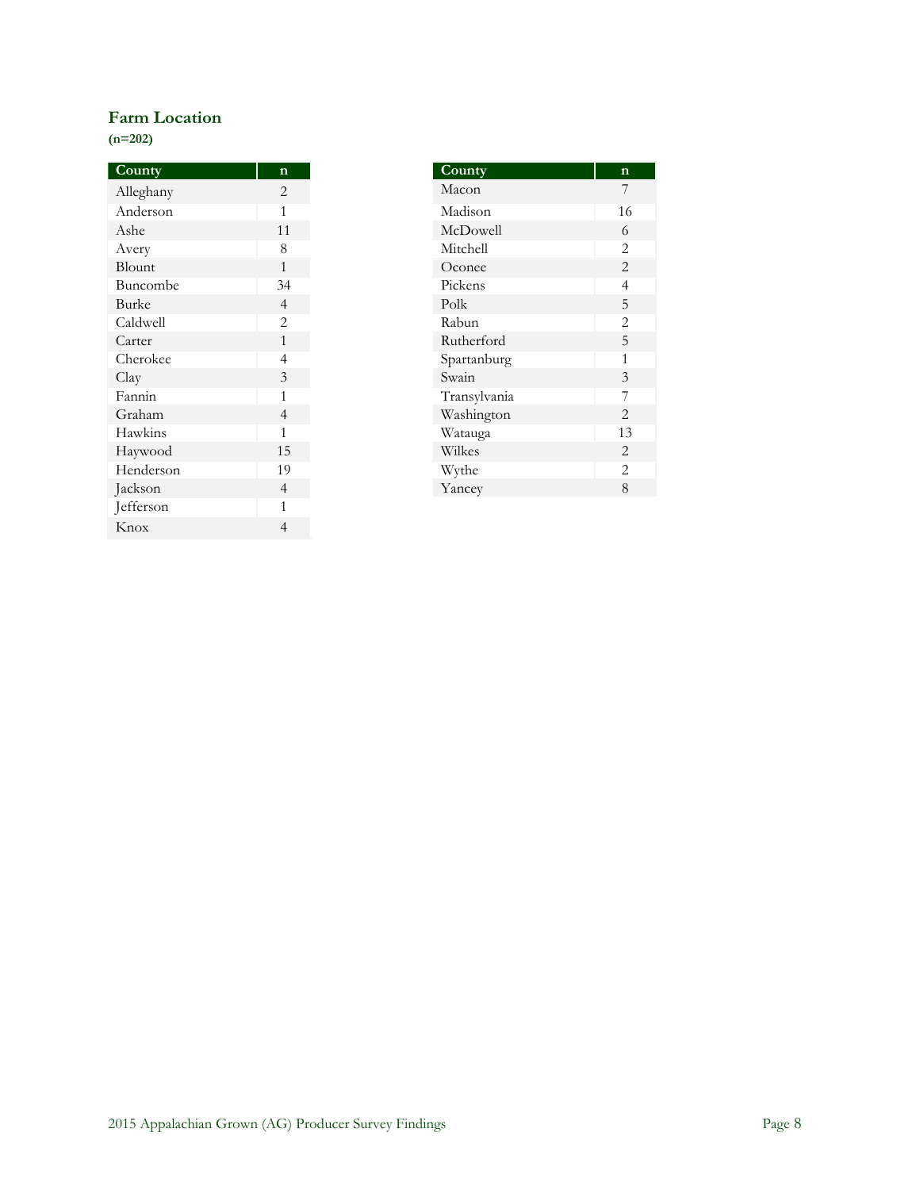### Farm Location

**(n=202)**

| County | n |
|---|---|
| Alleghany | 2 |
| Anderson | 1 |
| Ashe | 11 |
| Avery | 8 |
| Blount | 1 |
| Buncombe | 34 |
| Burke | 4 |
| Caldwell | 2 |
| Carter | 1 |
| Cherokee | 4 |
| Clay | 3 |
| Fannin | 1 |
| Graham | 4 |
| Hawkins | 1 |
| Haywood | 15 |
| Henderson | 19 |
| Jackson | 4 |
| Jefferson | 1 |
| Knox | 4 |

| County | n |
|---|---|
| Macon | 7 |
| Madison | 16 |
| McDowell | 6 |
| Mitchell | 2 |
| Oconee | 2 |
| Pickens | 4 |
| Polk | 5 |
| Rabun | 2 |
| Rutherford | 5 |
| Spartanburg | 1 |
| Swain | 3 |
| Transylvania | 7 |
| Washington | 2 |
| Watauga | 13 |
| Wilkes | 2 |
| Wythe | 2 |
| Yancey | 8 |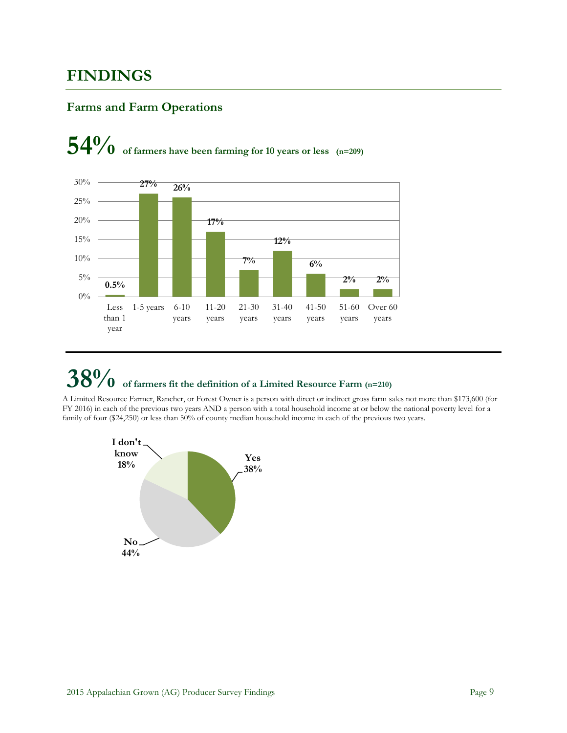# FINDINGS

## Farms and Farm Operations

### 54% of farmers have been farming for 10 years or less (n=209)

| Years farming | Percent |
|---|---|
| Less than 1 year | 0.5% |
| 1-5 years | 27% |
| 6-10 years | 26% |
| 11-20 years | 17% |
| 21-30 years | 7% |
| 31-40 years | 12% |
| 41-50 years | 6% |
| 51-60 years | 2% |
| Over 60 years | 2% |

### 38% of farmers fit the definition of a Limited Resource Farm (n=210)

A Limited Resource Farmer, Rancher, or Forest Owner is a person with direct or indirect gross farm sales not more than $173,600 (for FY 2016) in each of the previous two years AND a person with a total household income at or below the national poverty level for a family of four ($24,250) or less than 50% of county median household income in each of the previous two years.

| Response | Percent |
|---|---|
| Yes | 38% |
| No | 44% |
| I don't know | 18% |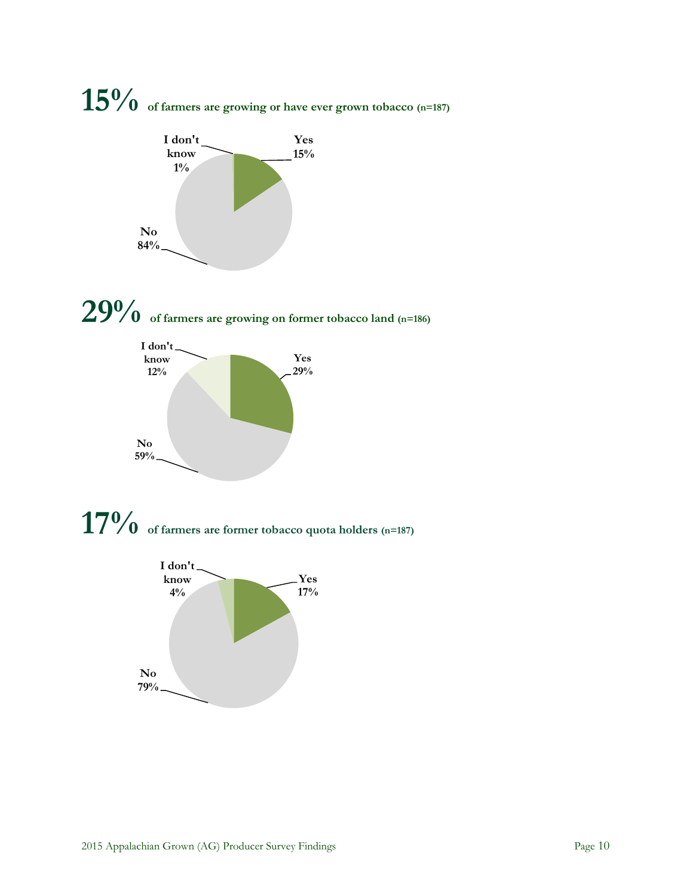**15%** **of farmers are growing or have ever grown tobacco (n=187)**

I don't know 1%

Yes 15%

No 84%

**29%** **of farmers are growing on former tobacco land (n=186)**

I don't know 12%

Yes 29%

No 59%

**17%** **of farmers are former tobacco quota holders (n=187)**

I don't know 4%

Yes 17%

No 79%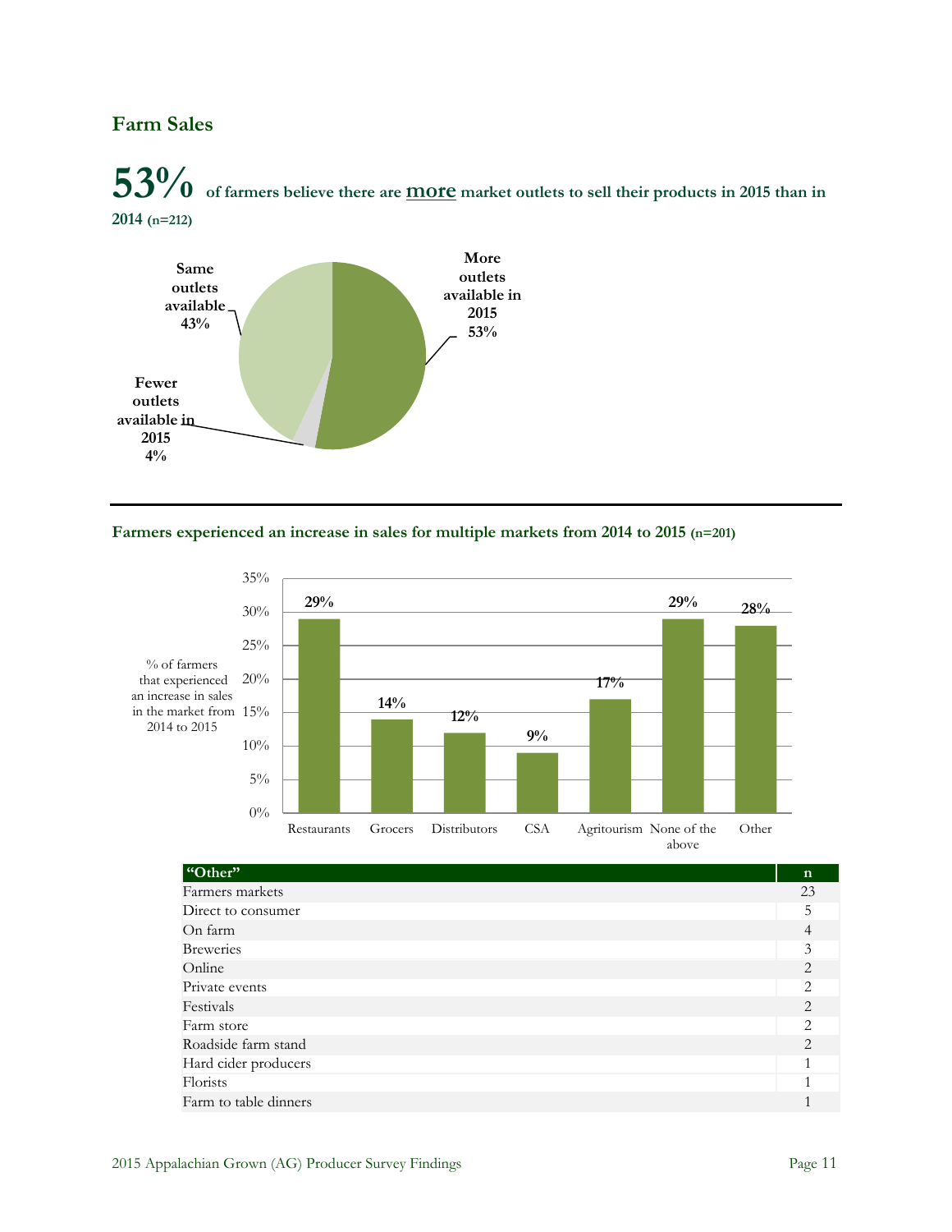## Farm Sales

**53%** of farmers believe there are **more** market outlets to sell their products in 2015 than in 2014 (n=212)

- More outlets available in 2015: 53%
- Same outlets available: 43%
- Fewer outlets available in 2015: 4%

---

**Farmers experienced an increase in sales for multiple markets from 2014 to 2015** (n=201)

% of farmers that experienced an increase in sales in the market from 2014 to 2015

| Market | % |
|---|---|
| Restaurants | 29% |
| Grocers | 14% |
| Distributors | 12% |
| CSA | 9% |
| Agritourism | 17% |
| None of the above | 29% |
| Other | 28% |

| "Other" | n |
|---|---|
| Farmers markets | 23 |
| Direct to consumer | 5 |
| On farm | 4 |
| Breweries | 3 |
| Online | 2 |
| Private events | 2 |
| Festivals | 2 |
| Farm store | 2 |
| Roadside farm stand | 2 |
| Hard cider producers | 1 |
| Florists | 1 |
| Farm to table dinners | 1 |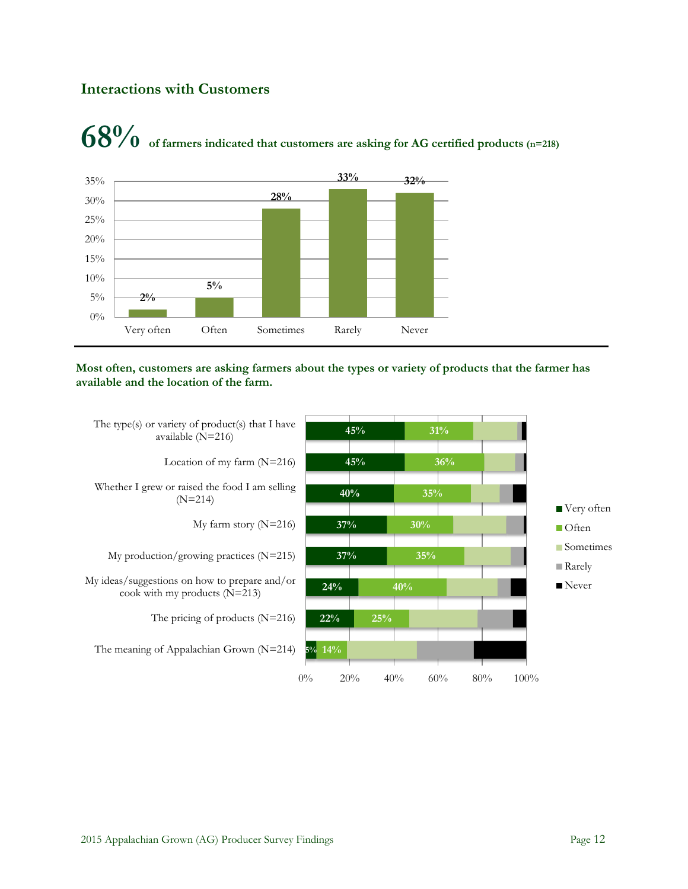## Interactions with Customers

**68%** **of farmers indicated that customers are asking for AG certified products (n=218)**

| Response | Percent |
| --- | --- |
| Very often | 2% |
| Often | 5% |
| Sometimes | 28% |
| Rarely | 33% |
| Never | 32% |

**Most often, customers are asking farmers about the types or variety of products that the farmer has available and the location of the farm.**

| Topic | Very often | Often |
| --- | --- | --- |
| The type(s) or variety of product(s) that I have available (N=216) | 45% | 31% |
| Location of my farm (N=216) | 45% | 36% |
| Whether I grew or raised the food I am selling (N=214) | 40% | 35% |
| My farm story (N=216) | 37% | 30% |
| My production/growing practices (N=215) | 37% | 35% |
| My ideas/suggestions on how to prepare and/or cook with my products (N=213) | 24% | 40% |
| The pricing of products (N=216) | 22% | 25% |
| The meaning of Appalachian Grown (N=214) | 5% | 14% |

Legend: Very often, Often, Sometimes, Rarely, Never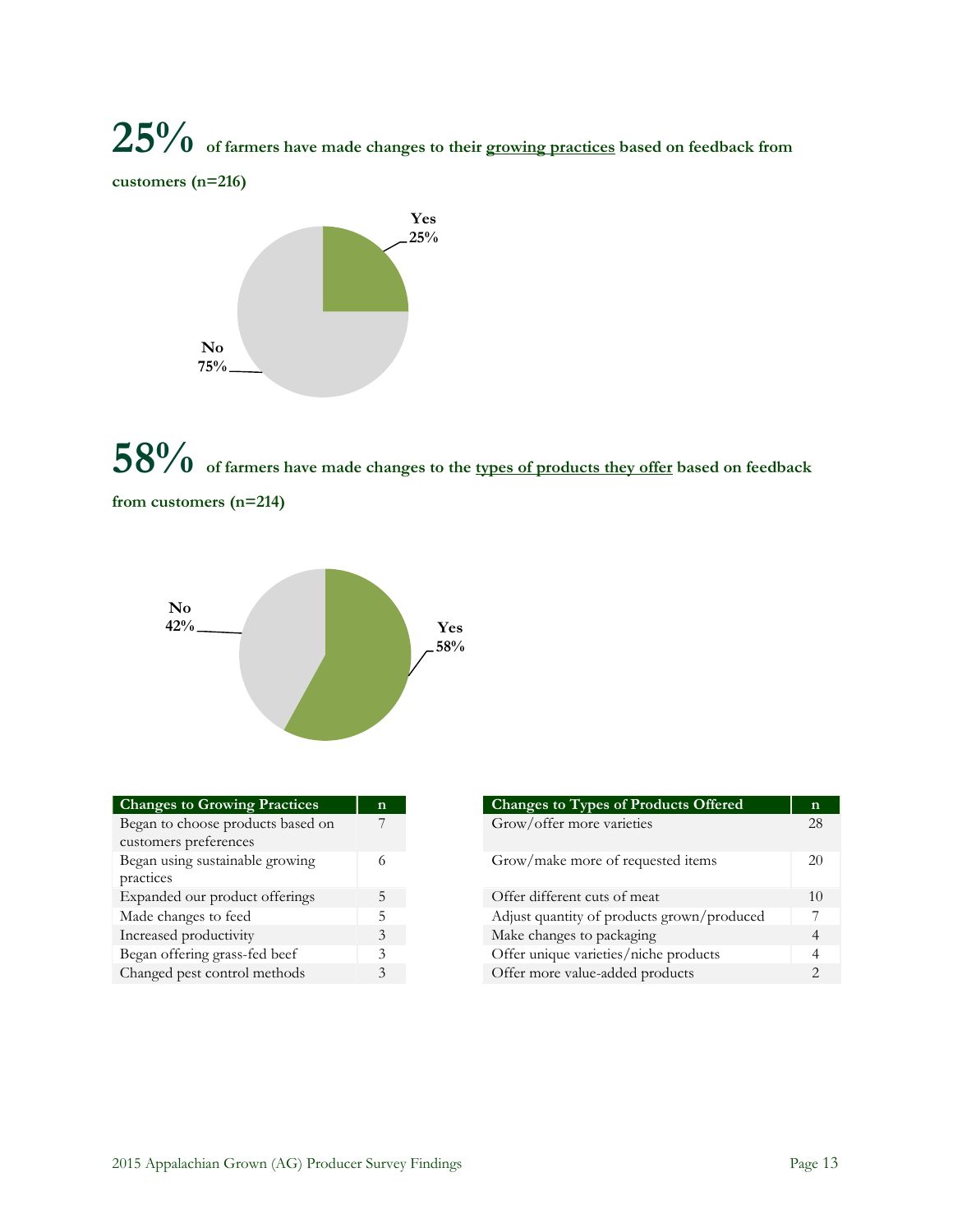**25%** **of farmers have made changes to their <u>growing practices</u> based on feedback from customers (n=216)**

Yes 25%

No 75%

**58%** **of farmers have made changes to the <u>types of products they offer</u> based on feedback from customers (n=214)**

No 42%

Yes 58%

| Changes to Growing Practices | n |
|---|---|
| Began to choose products based on customers preferences | 7 |
| Began using sustainable growing practices | 6 |
| Expanded our product offerings | 5 |
| Made changes to feed | 5 |
| Increased productivity | 3 |
| Began offering grass-fed beef | 3 |
| Changed pest control methods | 3 |

| Changes to Types of Products Offered | n |
|---|---|
| Grow/offer more varieties | 28 |
| Grow/make more of requested items | 20 |
| Offer different cuts of meat | 10 |
| Adjust quantity of products grown/produced | 7 |
| Make changes to packaging | 4 |
| Offer unique varieties/niche products | 4 |
| Offer more value-added products | 2 |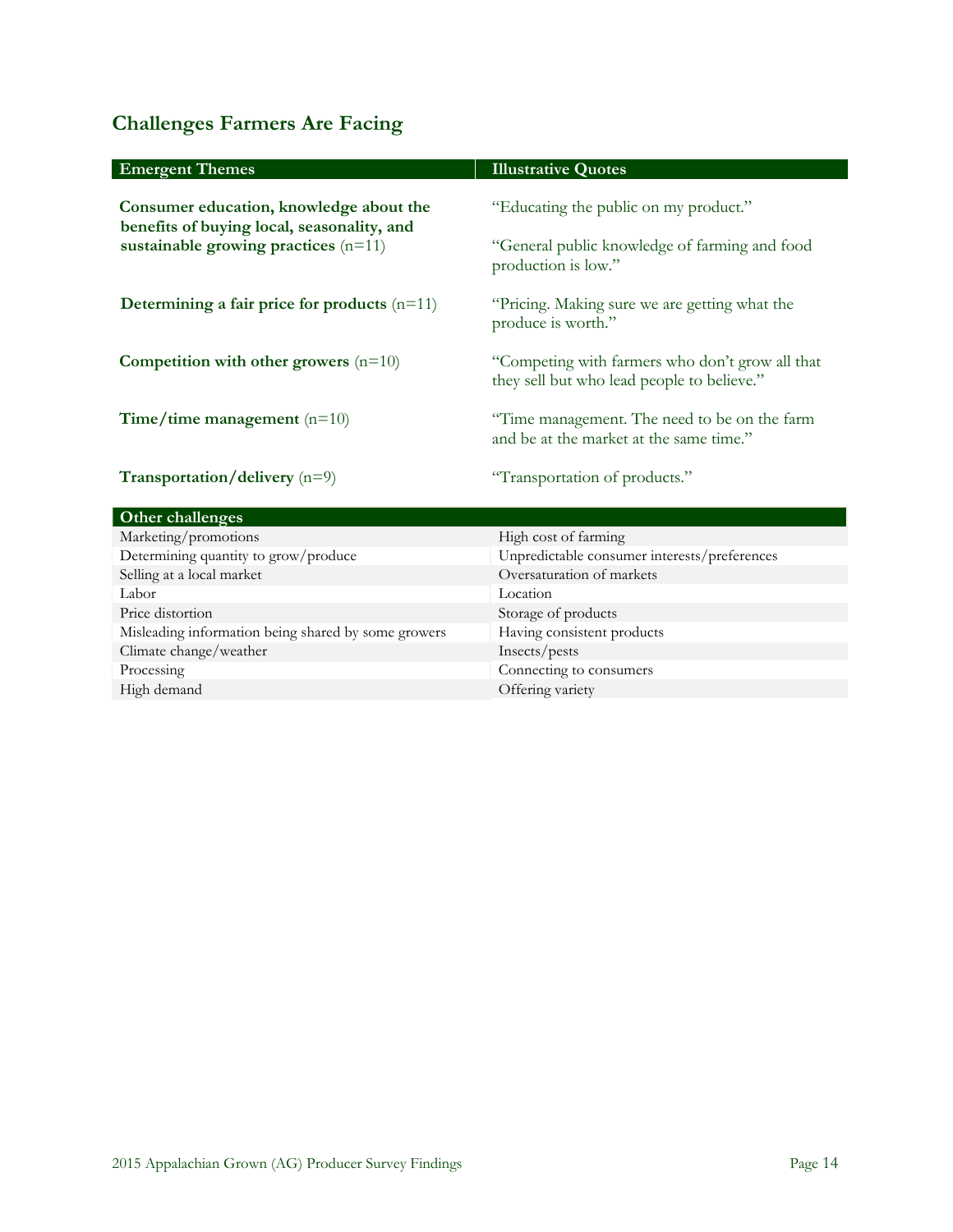## Challenges Farmers Are Facing

| Emergent Themes | Illustrative Quotes |
|---|---|
| **Consumer education, knowledge about the benefits of buying local, seasonality, and sustainable growing practices** (n=11) | "Educating the public on my product."<br><br>"General public knowledge of farming and food production is low." |
| **Determining a fair price for products** (n=11) | "Pricing. Making sure we are getting what the produce is worth." |
| **Competition with other growers** (n=10) | "Competing with farmers who don't grow all that they sell but who lead people to believe." |
| **Time/time management** (n=10) | "Time management. The need to be on the farm and be at the market at the same time." |
| **Transportation/delivery** (n=9) | "Transportation of products." |

| Other challenges | |
|---|---|
| Marketing/promotions | High cost of farming |
| Determining quantity to grow/produce | Unpredictable consumer interests/preferences |
| Selling at a local market | Oversaturation of markets |
| Labor | Location |
| Price distortion | Storage of products |
| Misleading information being shared by some growers | Having consistent products |
| Climate change/weather | Insects/pests |
| Processing | Connecting to consumers |
| High demand | Offering variety |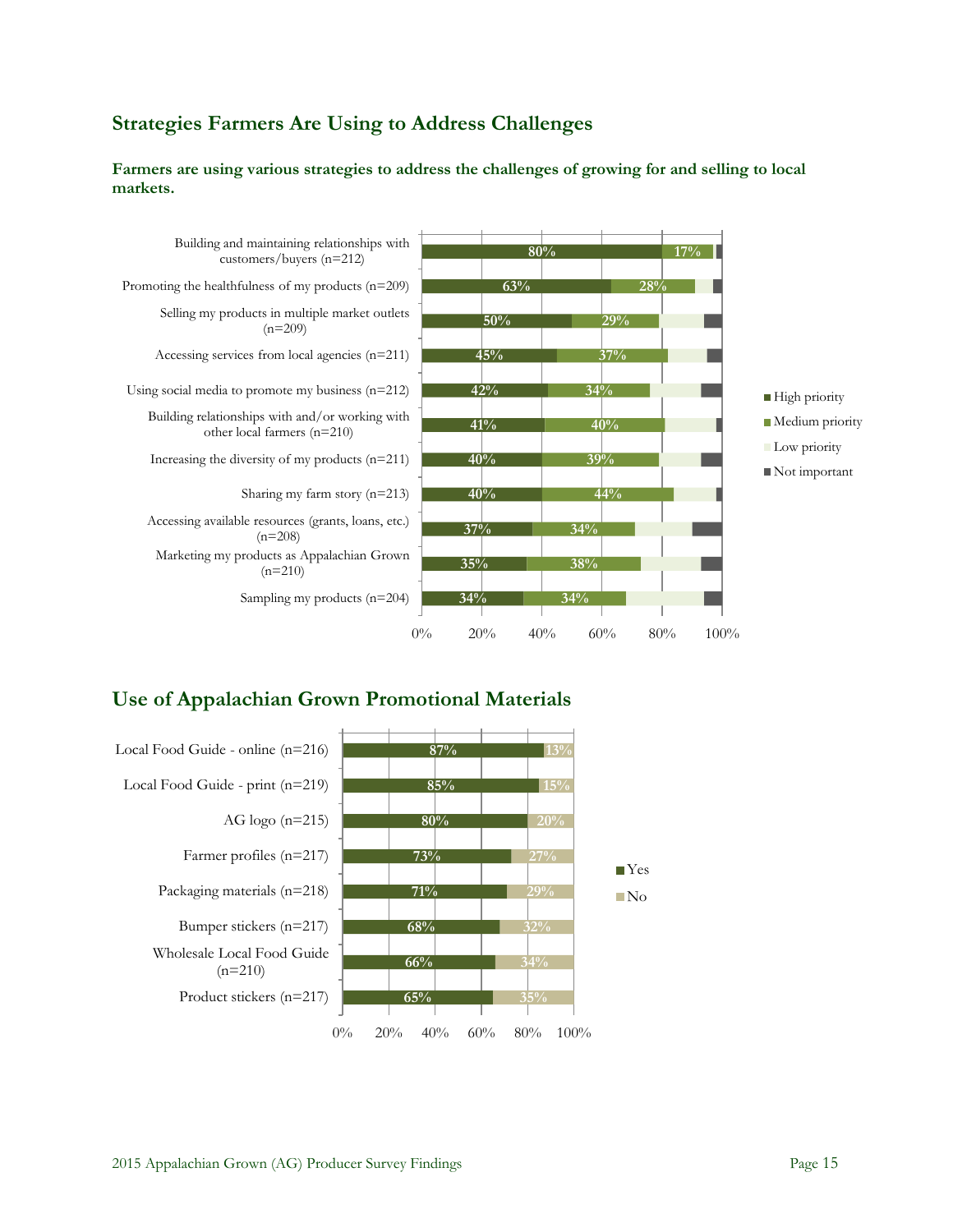## Strategies Farmers Are Using to Address Challenges

**Farmers are using various strategies to address the challenges of growing for and selling to local markets.**

| Strategy | High priority | Medium priority |
| --- | --- | --- |
| Building and maintaining relationships with customers/buyers (n=212) | 80% | 17% |
| Promoting the healthfulness of my products (n=209) | 63% | 28% |
| Selling my products in multiple market outlets (n=209) | 50% | 29% |
| Accessing services from local agencies (n=211) | 45% | 37% |
| Using social media to promote my business (n=212) | 42% | 34% |
| Building relationships with and/or working with other local farmers (n=210) | 41% | 40% |
| Increasing the diversity of my products (n=211) | 40% | 39% |
| Sharing my farm story (n=213) | 40% | 44% |
| Accessing available resources (grants, loans, etc.) (n=208) | 37% | 34% |
| Marketing my products as Appalachian Grown (n=210) | 35% | 38% |
| Sampling my products (n=204) | 34% | 34% |

Legend: High priority, Medium priority, Low priority, Not important

## Use of Appalachian Grown Promotional Materials

| Material | Yes | No |
| --- | --- | --- |
| Local Food Guide - online (n=216) | 87% | 13% |
| Local Food Guide - print (n=219) | 85% | 15% |
| AG logo (n=215) | 80% | 20% |
| Farmer profiles (n=217) | 73% | 27% |
| Packaging materials (n=218) | 71% | 29% |
| Bumper stickers (n=217) | 68% | 32% |
| Wholesale Local Food Guide (n=210) | 66% | 34% |
| Product stickers (n=217) | 65% | 35% |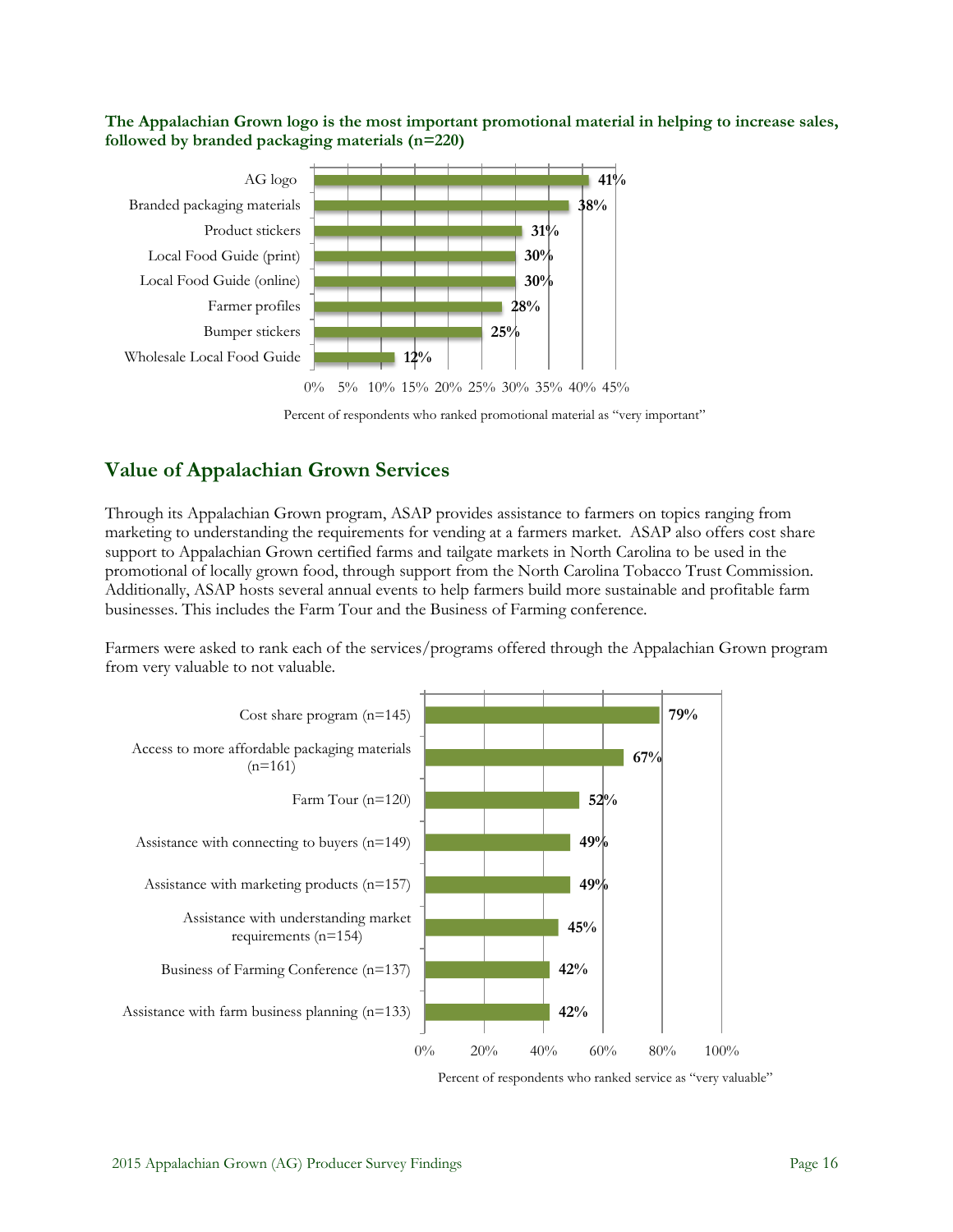**The Appalachian Grown logo is the most important promotional material in helping to increase sales, followed by branded packaging materials (n=220)**

| Promotional material | Percent |
|---|---|
| AG logo | 41% |
| Branded packaging materials | 38% |
| Product stickers | 31% |
| Local Food Guide (print) | 30% |
| Local Food Guide (online) | 30% |
| Farmer profiles | 28% |
| Bumper stickers | 25% |
| Wholesale Local Food Guide | 12% |

Percent of respondents who ranked promotional material as "very important"

## Value of Appalachian Grown Services

Through its Appalachian Grown program, ASAP provides assistance to farmers on topics ranging from marketing to understanding the requirements for vending at a farmers market. ASAP also offers cost share support to Appalachian Grown certified farms and tailgate markets in North Carolina to be used in the promotional of locally grown food, through support from the North Carolina Tobacco Trust Commission. Additionally, ASAP hosts several annual events to help farmers build more sustainable and profitable farm businesses. This includes the Farm Tour and the Business of Farming conference.

Farmers were asked to rank each of the services/programs offered through the Appalachian Grown program from very valuable to not valuable.

| Service | Percent |
|---|---|
| Cost share program (n=145) | 79% |
| Access to more affordable packaging materials (n=161) | 67% |
| Farm Tour (n=120) | 52% |
| Assistance with connecting to buyers (n=149) | 49% |
| Assistance with marketing products (n=157) | 49% |
| Assistance with understanding market requirements (n=154) | 45% |
| Business of Farming Conference (n=137) | 42% |
| Assistance with farm business planning (n=133) | 42% |

Percent of respondents who ranked service as "very valuable"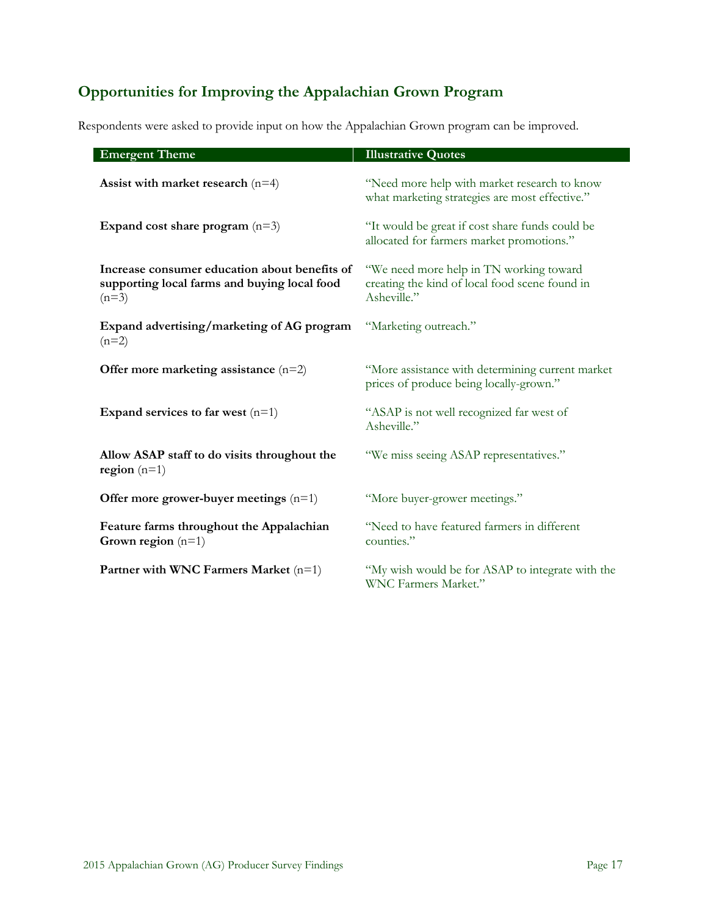## Opportunities for Improving the Appalachian Grown Program

Respondents were asked to provide input on how the Appalachian Grown program can be improved.

| Emergent Theme | Illustrative Quotes |
|---|---|
| **Assist with market research** (n=4) | "Need more help with market research to know what marketing strategies are most effective." |
| **Expand cost share program** (n=3) | "It would be great if cost share funds could be allocated for farmers market promotions." |
| **Increase consumer education about benefits of supporting local farms and buying local food** (n=3) | "We need more help in TN working toward creating the kind of local food scene found in Asheville." |
| **Expand advertising/marketing of AG program** (n=2) | "Marketing outreach." |
| **Offer more marketing assistance** (n=2) | "More assistance with determining current market prices of produce being locally-grown." |
| **Expand services to far west** (n=1) | "ASAP is not well recognized far west of Asheville." |
| **Allow ASAP staff to do visits throughout the region** (n=1) | "We miss seeing ASAP representatives." |
| **Offer more grower-buyer meetings** (n=1) | "More buyer-grower meetings." |
| **Feature farms throughout the Appalachian Grown region** (n=1) | "Need to have featured farmers in different counties." |
| **Partner with WNC Farmers Market** (n=1) | "My wish would be for ASAP to integrate with the WNC Farmers Market." |